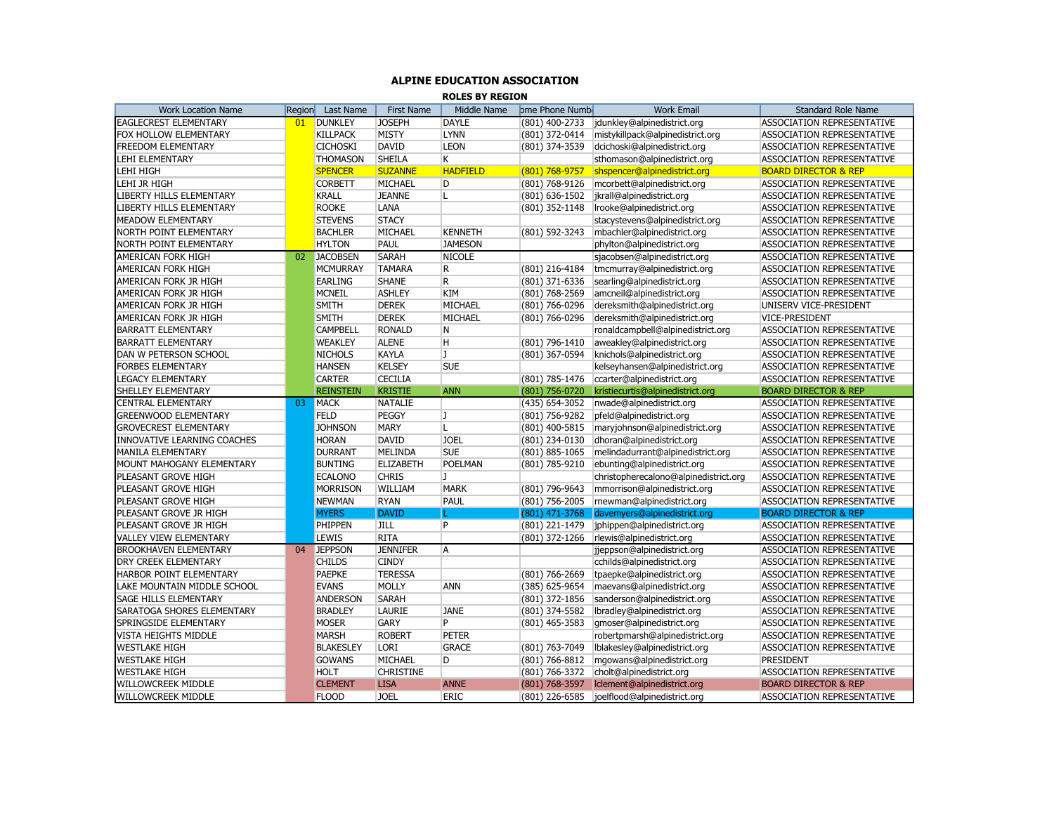# ALPINE EDUCATION ASSOCIATION

## ROLES BY REGION

| Work Location Name | Region | Last Name | First Name | Middle Name | ome Phone Numb | Work Email | Standard Role Name |
|---|---|---|---|---|---|---|---|
| EAGLECREST ELEMENTARY | 01 | DUNKLEY | JOSEPH | DAYLE | (801) 400-2733 | jdunkley@alpinedistrict.org | ASSOCIATION REPRESENTATIVE |
| FOX HOLLOW ELEMENTARY | | KILLPACK | MISTY | LYNN | (801) 372-0414 | mistykillpack@alpinedistrict.org | ASSOCIATION REPRESENTATIVE |
| FREEDOM ELEMENTARY | | CICHOSKI | DAVID | LEON | (801) 374-3539 | dcichoski@alpinedistrict.org | ASSOCIATION REPRESENTATIVE |
| LEHI ELEMENTARY | | THOMASON | SHEILA | K | | sthomason@alpinedistrict.org | ASSOCIATION REPRESENTATIVE |
| LEHI HIGH | | SPENCER | SUZANNE | HADFIELD | (801) 768-9757 | shspencer@alpinedistrict.org | BOARD DIRECTOR & REP |
| LEHI JR HIGH | | CORBETT | MICHAEL | D | (801) 768-9126 | mcorbett@alpinedistrict.org | ASSOCIATION REPRESENTATIVE |
| LIBERTY HILLS ELEMENTARY | | KRALL | JEANNE | L | (801) 636-1502 | jkrall@alpinedistrict.org | ASSOCIATION REPRESENTATIVE |
| LIBERTY HILLS ELEMENTARY | | ROOKE | LANA | | (801) 352-1148 | lrooke@alpinedistrict.org | ASSOCIATION REPRESENTATIVE |
| MEADOW ELEMENTARY | | STEVENS | STACY | | | stacystevens@alpinedistrict.org | ASSOCIATION REPRESENTATIVE |
| NORTH POINT ELEMENTARY | | BACHLER | MICHAEL | KENNETH | (801) 592-3243 | mbachler@alpinedistrict.org | ASSOCIATION REPRESENTATIVE |
| NORTH POINT ELEMENTARY | | HYLTON | PAUL | JAMESON | | phylton@alpinedistrict.org | ASSOCIATION REPRESENTATIVE |
| AMERICAN FORK HIGH | 02 | JACOBSEN | SARAH | NICOLE | | sjacobsen@alpinedistrict.org | ASSOCIATION REPRESENTATIVE |
| AMERICAN FORK HIGH | | MCMURRAY | TAMARA | R | (801) 216-4184 | tmcmurray@alpinedistrict.org | ASSOCIATION REPRESENTATIVE |
| AMERICAN FORK JR HIGH | | EARLING | SHANE | R | (801) 371-6336 | searling@alpinedistrict.org | ASSOCIATION REPRESENTATIVE |
| AMERICAN FORK JR HIGH | | MCNEIL | ASHLEY | KIM | (801) 768-2569 | amcneil@alpinedistrict.org | ASSOCIATION REPRESENTATIVE |
| AMERICAN FORK JR HIGH | | SMITH | DEREK | MICHAEL | (801) 766-0296 | dereksmith@alpinedistrict.org | UNISERV VICE-PRESIDENT |
| AMERICAN FORK JR HIGH | | SMITH | DEREK | MICHAEL | (801) 766-0296 | dereksmith@alpinedistrict.org | VICE-PRESIDENT |
| BARRATT ELEMENTARY | | CAMPBELL | RONALD | N | | ronaldcampbell@alpinedistrict.org | ASSOCIATION REPRESENTATIVE |
| BARRATT ELEMENTARY | | WEAKLEY | ALENE | H | (801) 796-1410 | aweakley@alpinedistrict.org | ASSOCIATION REPRESENTATIVE |
| DAN W PETERSON SCHOOL | | NICHOLS | KAYLA | J | (801) 367-0594 | knichols@alpinedistrict.org | ASSOCIATION REPRESENTATIVE |
| FORBES ELEMENTARY | | HANSEN | KELSEY | SUE | | kelseyhansen@alpinedistrict.org | ASSOCIATION REPRESENTATIVE |
| LEGACY ELEMENTARY | | CARTER | CECILIA | | (801) 785-1476 | ccarter@alpinedistrict.org | ASSOCIATION REPRESENTATIVE |
| SHELLEY ELEMENTARY | | REINSTEIN | KRISTIE | ANN | (801) 756-0720 | kristiecurtis@alpinedistrict.org | BOARD DIRECTOR & REP |
| CENTRAL ELEMENTARY | 03 | MACK | NATALIE | | (435) 654-3052 | nwade@alpinedistrict.org | ASSOCIATION REPRESENTATIVE |
| GREENWOOD ELEMENTARY | | FELD | PEGGY | J | (801) 756-9282 | pfeld@alpinedistrict.org | ASSOCIATION REPRESENTATIVE |
| GROVECREST ELEMENTARY | | JOHNSON | MARY | L | (801) 400-5815 | maryjohnson@alpinedistrict.org | ASSOCIATION REPRESENTATIVE |
| INNOVATIVE LEARNING COACHES | | HORAN | DAVID | JOEL | (801) 234-0130 | dhoran@alpinedistrict.org | ASSOCIATION REPRESENTATIVE |
| MANILA ELEMENTARY | | DURRANT | MELINDA | SUE | (801) 885-1065 | melindadurrant@alpinedistrict.org | ASSOCIATION REPRESENTATIVE |
| MOUNT MAHOGANY ELEMENTARY | | BUNTING | ELIZABETH | POELMAN | (801) 785-9210 | ebunting@alpinedistrict.org | ASSOCIATION REPRESENTATIVE |
| PLEASANT GROVE HIGH | | ECALONO | CHRIS | J | | christopherecalono@alpinedistrict.org | ASSOCIATION REPRESENTATIVE |
| PLEASANT GROVE HIGH | | MORRISON | WILLIAM | MARK | (801) 796-9643 | mmorrison@alpinedistrict.org | ASSOCIATION REPRESENTATIVE |
| PLEASANT GROVE HIGH | | NEWMAN | RYAN | PAUL | (801) 756-2005 | rnewman@alpinedistrict.org | ASSOCIATION REPRESENTATIVE |
| PLEASANT GROVE JR HIGH | | MYERS | DAVID | L | (801) 471-3768 | davemyers@alpinedistrict.org | BOARD DIRECTOR & REP |
| PLEASANT GROVE JR HIGH | | PHIPPEN | JILL | P | (801) 221-1479 | jphippen@alpinedistrict.org | ASSOCIATION REPRESENTATIVE |
| VALLEY VIEW ELEMENTARY | | LEWIS | RITA | | (801) 372-1266 | rlewis@alpinedistrict.org | ASSOCIATION REPRESENTATIVE |
| BROOKHAVEN ELEMENTARY | 04 | JEPPSON | JENNIFER | A | | jjeppson@alpinedistrict.org | ASSOCIATION REPRESENTATIVE |
| DRY CREEK ELEMENTARY | | CHILDS | CINDY | | | cchilds@alpinedistrict.org | ASSOCIATION REPRESENTATIVE |
| HARBOR POINT ELEMENTARY | | PAEPKE | TERESSA | | (801) 766-2669 | tpaepke@alpinedistrict.org | ASSOCIATION REPRESENTATIVE |
| LAKE MOUNTAIN MIDDLE SCHOOL | | EVANS | MOLLY | ANN | (385) 625-9654 | maevans@alpinedistrict.org | ASSOCIATION REPRESENTATIVE |
| SAGE HILLS ELEMENTARY | | ANDERSON | SARAH | | (801) 372-1856 | sanderson@alpinedistrict.org | ASSOCIATION REPRESENTATIVE |
| SARATOGA SHORES ELEMENTARY | | BRADLEY | LAURIE | JANE | (801) 374-5582 | lbradley@alpinedistrict.org | ASSOCIATION REPRESENTATIVE |
| SPRINGSIDE ELEMENTARY | | MOSER | GARY | P | (801) 465-3583 | gmoser@alpinedistrict.org | ASSOCIATION REPRESENTATIVE |
| VISTA HEIGHTS MIDDLE | | MARSH | ROBERT | PETER | | robertpmarsh@alpinedistrict.org | ASSOCIATION REPRESENTATIVE |
| WESTLAKE HIGH | | BLAKESLEY | LORI | GRACE | (801) 763-7049 | lblakesley@alpinedistrict.org | ASSOCIATION REPRESENTATIVE |
| WESTLAKE HIGH | | GOWANS | MICHAEL | D | (801) 766-8812 | mgowans@alpinedistrict.org | PRESIDENT |
| WESTLAKE HIGH | | HOLT | CHRISTINE | | (801) 766-3372 | cholt@alpinedistrict.org | ASSOCIATION REPRESENTATIVE |
| WILLOWCREEK MIDDLE | | CLEMENT | LISA | ANNE | (801) 768-3597 | lclement@alpinedistrict.org | BOARD DIRECTOR & REP |
| WILLOWCREEK MIDDLE | | FLOOD | JOEL | ERIC | (801) 226-6585 | joelflood@alpinedistrict.org | ASSOCIATION REPRESENTATIVE |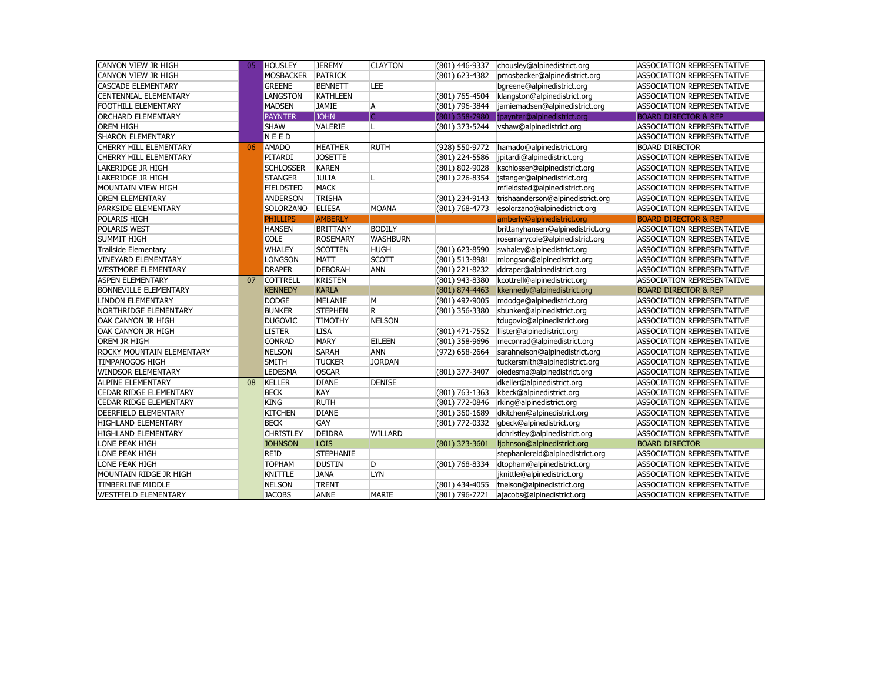| | | | | | | | |
|---|---|---|---|---|---|---|---|
| CANYON VIEW JR HIGH | 05 | HOUSLEY | JEREMY | CLAYTON | (801) 446-9337 | chousley@alpinedistrict.org | ASSOCIATION REPRESENTATIVE |
| CANYON VIEW JR HIGH | | MOSBACKER | PATRICK | | (801) 623-4382 | pmosbacker@alpinedistrict.org | ASSOCIATION REPRESENTATIVE |
| CASCADE ELEMENTARY | | GREENE | BENNETT | LEE | | bgreene@alpinedistrict.org | ASSOCIATION REPRESENTATIVE |
| CENTENNIAL ELEMENTARY | | LANGSTON | KATHLEEN | | (801) 765-4504 | klangston@alpinedistrict.org | ASSOCIATION REPRESENTATIVE |
| FOOTHILL ELEMENTARY | | MADSEN | JAMIE | A | (801) 796-3844 | jamiemadsen@alpinedistrict.org | ASSOCIATION REPRESENTATIVE |
| ORCHARD ELEMENTARY | | PAYNTER | JOHN | C | (801) 358-7980 | jpaynter@alpinedistrict.org | BOARD DIRECTOR & REP |
| OREM HIGH | | SHAW | VALERIE | L | (801) 373-5244 | vshaw@alpinedistrict.org | ASSOCIATION REPRESENTATIVE |
| SHARON ELEMENTARY | | N E E D | | | | | ASSOCIATION REPRESENTATIVE |
| CHERRY HILL ELEMENTARY | 06 | AMADO | HEATHER | RUTH | (928) 550-9772 | hamado@alpinedistrict.org | BOARD DIRECTOR |
| CHERRY HILL ELEMENTARY | | PITARDI | JOSETTE | | (801) 224-5586 | jpitardi@alpinedistrict.org | ASSOCIATION REPRESENTATIVE |
| LAKERIDGE JR HIGH | | SCHLOSSER | KAREN | | (801) 802-9028 | kschlosser@alpinedistrict.org | ASSOCIATION REPRESENTATIVE |
| LAKERIDGE JR HIGH | | STANGER | JULIA | L | (801) 226-8354 | jstanger@alpinedistrict.org | ASSOCIATION REPRESENTATIVE |
| MOUNTAIN VIEW HIGH | | FIELDSTED | MACK | | | mfieldsted@alpinedistrict.org | ASSOCIATION REPRESENTATIVE |
| OREM ELEMENTARY | | ANDERSON | TRISHA | | (801) 234-9143 | trishaanderson@alpinedistrict.org | ASSOCIATION REPRESENTATIVE |
| PARKSIDE ELEMENTARY | | SOLORZANO | ELIESA | MOANA | (801) 768-4773 | esolorzano@alpinedistrict.org | ASSOCIATION REPRESENTATIVE |
| POLARIS HIGH | | PHILLIPS | AMBERLY | | | amberly@alpinedistrict.org | BOARD DIRECTOR & REP |
| POLARIS WEST | | HANSEN | BRITTANY | BODILY | | brittanyhansen@alpinedistrict.org | ASSOCIATION REPRESENTATIVE |
| SUMMIT HIGH | | COLE | ROSEMARY | WASHBURN | | rosemarycole@alpinedistrict.org | ASSOCIATION REPRESENTATIVE |
| Trailside Elementary | | WHALEY | SCOTTEN | HUGH | (801) 623-8590 | swhaley@alpinedistrict.org | ASSOCIATION REPRESENTATIVE |
| VINEYARD ELEMENTARY | | LONGSON | MATT | SCOTT | (801) 513-8981 | mlongson@alpinedistrict.org | ASSOCIATION REPRESENTATIVE |
| WESTMORE ELEMENTARY | | DRAPER | DEBORAH | ANN | (801) 221-8232 | ddraper@alpinedistrict.org | ASSOCIATION REPRESENTATIVE |
| ASPEN ELEMENTARY | 07 | COTTRELL | KRISTEN | | (801) 943-8380 | kcottrell@alpinedistrict.org | ASSOCIATION REPRESENTATIVE |
| BONNEVILLE ELEMENTARY | | KENNEDY | KARLA | | (801) 874-4463 | kkennedy@alpinedistrict.org | BOARD DIRECTOR & REP |
| LINDON ELEMENTARY | | DODGE | MELANIE | M | (801) 492-9005 | mdodge@alpinedistrict.org | ASSOCIATION REPRESENTATIVE |
| NORTHRIDGE ELEMENTARY | | BUNKER | STEPHEN | R | (801) 356-3380 | sbunker@alpinedistrict.org | ASSOCIATION REPRESENTATIVE |
| OAK CANYON JR HIGH | | DUGOVIC | TIMOTHY | NELSON | | tdugovic@alpinedistrict.org | ASSOCIATION REPRESENTATIVE |
| OAK CANYON JR HIGH | | LISTER | LISA | | (801) 471-7552 | llister@alpinedistrict.org | ASSOCIATION REPRESENTATIVE |
| OREM JR HIGH | | CONRAD | MARY | EILEEN | (801) 358-9696 | meconrad@alpinedistrict.org | ASSOCIATION REPRESENTATIVE |
| ROCKY MOUNTAIN ELEMENTARY | | NELSON | SARAH | ANN | (972) 658-2664 | sarahnelson@alpinedistrict.org | ASSOCIATION REPRESENTATIVE |
| TIMPANOGOS HIGH | | SMITH | TUCKER | JORDAN | | tuckersmith@alpinedistrict.org | ASSOCIATION REPRESENTATIVE |
| WINDSOR ELEMENTARY | | LEDESMA | OSCAR | | (801) 377-3407 | oledesma@alpinedistrict.org | ASSOCIATION REPRESENTATIVE |
| ALPINE ELEMENTARY | 08 | KELLER | DIANE | DENISE | | dkeller@alpinedistrict.org | ASSOCIATION REPRESENTATIVE |
| CEDAR RIDGE ELEMENTARY | | BECK | KAY | | (801) 763-1363 | kbeck@alpinedistrict.org | ASSOCIATION REPRESENTATIVE |
| CEDAR RIDGE ELEMENTARY | | KING | RUTH | | (801) 772-0846 | rking@alpinedistrict.org | ASSOCIATION REPRESENTATIVE |
| DEERFIELD ELEMENTARY | | KITCHEN | DIANE | | (801) 360-1689 | dkitchen@alpinedistrict.org | ASSOCIATION REPRESENTATIVE |
| HIGHLAND ELEMENTARY | | BECK | GAY | | (801) 772-0332 | gbeck@alpinedistrict.org | ASSOCIATION REPRESENTATIVE |
| HIGHLAND ELEMENTARY | | CHRISTLEY | DEIDRA | WILLARD | | dchristley@alpinedistrict.org | ASSOCIATION REPRESENTATIVE |
| LONE PEAK HIGH | | JOHNSON | LOIS | | (801) 373-3601 | ljohnson@alpinedistrict.org | BOARD DIRECTOR |
| LONE PEAK HIGH | | REID | STEPHANIE | | | stephaniereid@alpinedistrict.org | ASSOCIATION REPRESENTATIVE |
| LONE PEAK HIGH | | TOPHAM | DUSTIN | D | (801) 768-8334 | dtopham@alpinedistrict.org | ASSOCIATION REPRESENTATIVE |
| MOUNTAIN RIDGE JR HIGH | | KNITTLE | JANA | LYN | | jknittle@alpinedistrict.org | ASSOCIATION REPRESENTATIVE |
| TIMBERLINE MIDDLE | | NELSON | TRENT | | (801) 434-4055 | tnelson@alpinedistrict.org | ASSOCIATION REPRESENTATIVE |
| WESTFIELD ELEMENTARY | | JACOBS | ANNE | MARIE | (801) 796-7221 | ajacobs@alpinedistrict.org | ASSOCIATION REPRESENTATIVE |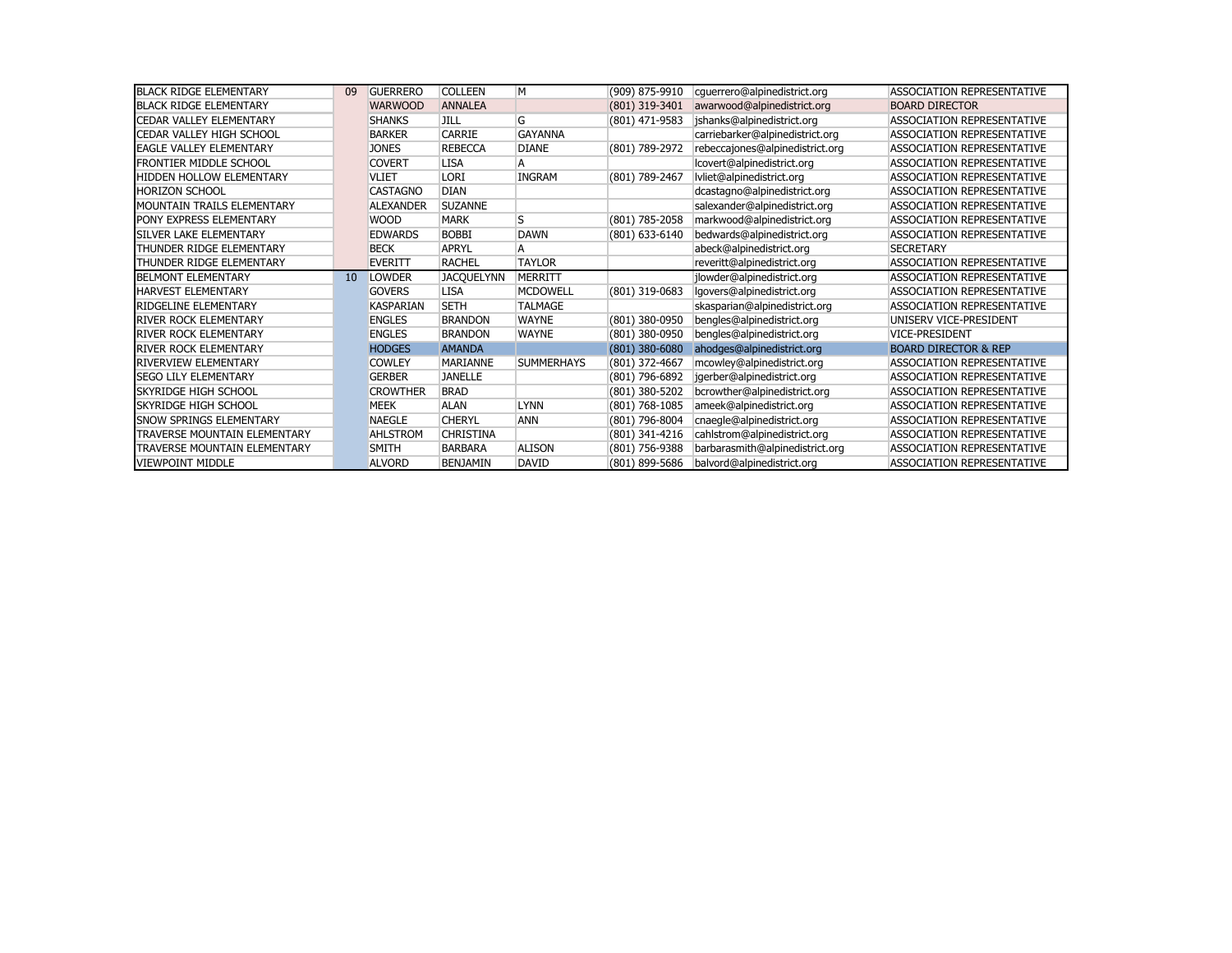| | | | | | | | |
|---|---|---|---|---|---|---|---|
| BLACK RIDGE ELEMENTARY | 09 | GUERRERO | COLLEEN | M | (909) 875-9910 | cguerrero@alpinedistrict.org | ASSOCIATION REPRESENTATIVE |
| BLACK RIDGE ELEMENTARY | | WARWOOD | ANNALEA | | (801) 319-3401 | awarwood@alpinedistrict.org | BOARD DIRECTOR |
| CEDAR VALLEY ELEMENTARY | | SHANKS | JILL | G | (801) 471-9583 | jshanks@alpinedistrict.org | ASSOCIATION REPRESENTATIVE |
| CEDAR VALLEY HIGH SCHOOL | | BARKER | CARRIE | GAYANNA | | carriebarker@alpinedistrict.org | ASSOCIATION REPRESENTATIVE |
| EAGLE VALLEY ELEMENTARY | | JONES | REBECCA | DIANE | (801) 789-2972 | rebeccajones@alpinedistrict.org | ASSOCIATION REPRESENTATIVE |
| FRONTIER MIDDLE SCHOOL | | COVERT | LISA | A | | lcovert@alpinedistrict.org | ASSOCIATION REPRESENTATIVE |
| HIDDEN HOLLOW ELEMENTARY | | VLIET | LORI | INGRAM | (801) 789-2467 | lvliet@alpinedistrict.org | ASSOCIATION REPRESENTATIVE |
| HORIZON SCHOOL | | CASTAGNO | DIAN | | | dcastagno@alpinedistrict.org | ASSOCIATION REPRESENTATIVE |
| MOUNTAIN TRAILS ELEMENTARY | | ALEXANDER | SUZANNE | | | salexander@alpinedistrict.org | ASSOCIATION REPRESENTATIVE |
| PONY EXPRESS ELEMENTARY | | WOOD | MARK | S | (801) 785-2058 | markwood@alpinedistrict.org | ASSOCIATION REPRESENTATIVE |
| SILVER LAKE ELEMENTARY | | EDWARDS | BOBBI | DAWN | (801) 633-6140 | bedwards@alpinedistrict.org | ASSOCIATION REPRESENTATIVE |
| THUNDER RIDGE ELEMENTARY | | BECK | APRYL | A | | abeck@alpinedistrict.org | SECRETARY |
| THUNDER RIDGE ELEMENTARY | | EVERITT | RACHEL | TAYLOR | | reveritt@alpinedistrict.org | ASSOCIATION REPRESENTATIVE |
| BELMONT ELEMENTARY | 10 | LOWDER | JACQUELYNN | MERRITT | | jlowder@alpinedistrict.org | ASSOCIATION REPRESENTATIVE |
| HARVEST ELEMENTARY | | GOVERS | LISA | MCDOWELL | (801) 319-0683 | lgovers@alpinedistrict.org | ASSOCIATION REPRESENTATIVE |
| RIDGELINE ELEMENTARY | | KASPARIAN | SETH | TALMAGE | | skasparian@alpinedistrict.org | ASSOCIATION REPRESENTATIVE |
| RIVER ROCK ELEMENTARY | | ENGLES | BRANDON | WAYNE | (801) 380-0950 | bengles@alpinedistrict.org | UNISERV VICE-PRESIDENT |
| RIVER ROCK ELEMENTARY | | ENGLES | BRANDON | WAYNE | (801) 380-0950 | bengles@alpinedistrict.org | VICE-PRESIDENT |
| RIVER ROCK ELEMENTARY | | HODGES | AMANDA | | (801) 380-6080 | ahodges@alpinedistrict.org | BOARD DIRECTOR & REP |
| RIVERVIEW ELEMENTARY | | COWLEY | MARIANNE | SUMMERHAYS | (801) 372-4667 | mcowley@alpinedistrict.org | ASSOCIATION REPRESENTATIVE |
| SEGO LILY ELEMENTARY | | GERBER | JANELLE | | (801) 796-6892 | jgerber@alpinedistrict.org | ASSOCIATION REPRESENTATIVE |
| SKYRIDGE HIGH SCHOOL | | CROWTHER | BRAD | | (801) 380-5202 | bcrowther@alpinedistrict.org | ASSOCIATION REPRESENTATIVE |
| SKYRIDGE HIGH SCHOOL | | MEEK | ALAN | LYNN | (801) 768-1085 | ameek@alpinedistrict.org | ASSOCIATION REPRESENTATIVE |
| SNOW SPRINGS ELEMENTARY | | NAEGLE | CHERYL | ANN | (801) 796-8004 | cnaegle@alpinedistrict.org | ASSOCIATION REPRESENTATIVE |
| TRAVERSE MOUNTAIN ELEMENTARY | | AHLSTROM | CHRISTINA | | (801) 341-4216 | cahlstrom@alpinedistrict.org | ASSOCIATION REPRESENTATIVE |
| TRAVERSE MOUNTAIN ELEMENTARY | | SMITH | BARBARA | ALISON | (801) 756-9388 | barbarasmith@alpinedistrict.org | ASSOCIATION REPRESENTATIVE |
| VIEWPOINT MIDDLE | | ALVORD | BENJAMIN | DAVID | (801) 899-5686 | balvord@alpinedistrict.org | ASSOCIATION REPRESENTATIVE |